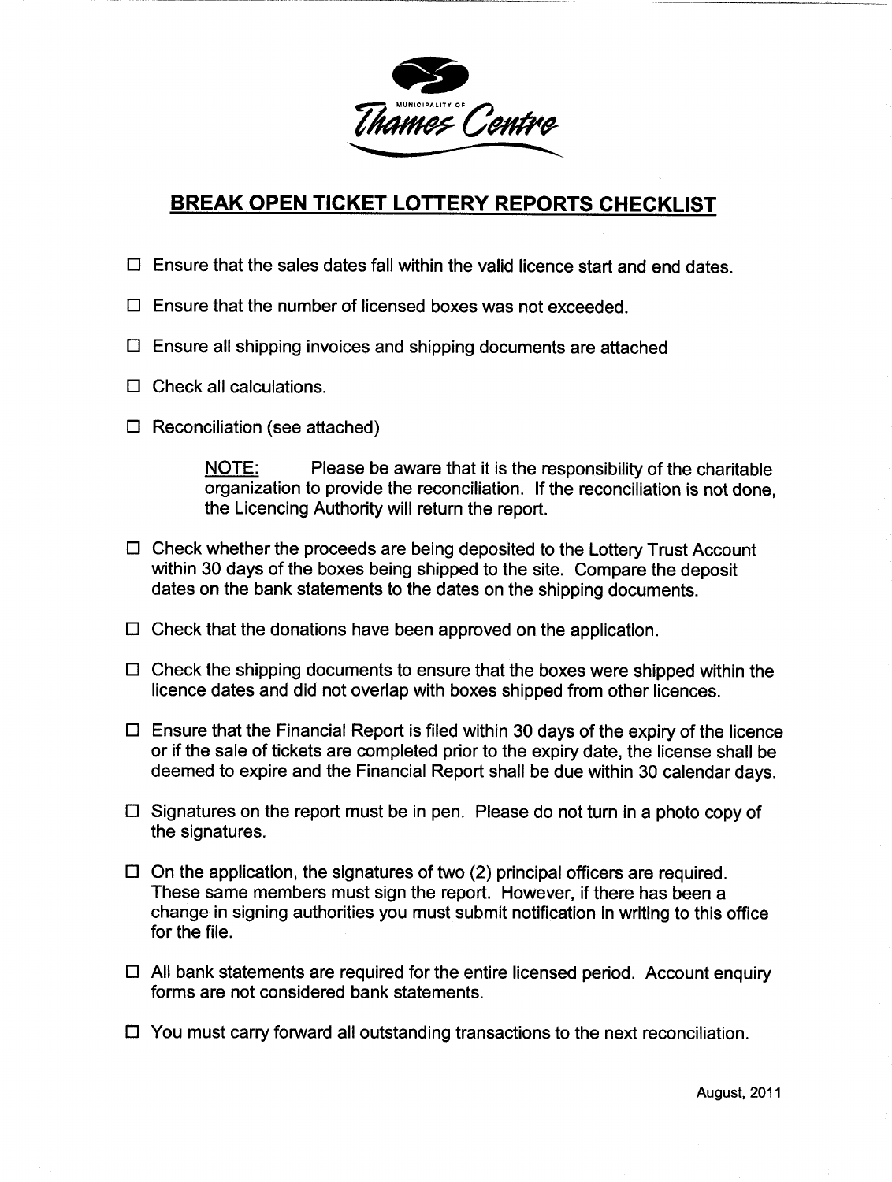MUNICIPALITY OF

Thames Centre

# BREAK OPEN TICKET LOTTERY REPORTS CHECKLIST

- ☐ Ensure that the sales dates fall within the valid licence start and end dates.
- ☐ Ensure that the number of licensed boxes was not exceeded.
- ☐ Ensure all shipping invoices and shipping documents are attached
- ☐ Check all calculations.
- ☐ Reconciliation (see attached)

  NOTE: Please be aware that it is the responsibility of the charitable organization to provide the reconciliation. If the reconciliation is not done, the Licencing Authority will return the report.

- ☐ Check whether the proceeds are being deposited to the Lottery Trust Account within 30 days of the boxes being shipped to the site. Compare the deposit dates on the bank statements to the dates on the shipping documents.
- ☐ Check that the donations have been approved on the application.
- ☐ Check the shipping documents to ensure that the boxes were shipped within the licence dates and did not overlap with boxes shipped from other licences.
- ☐ Ensure that the Financial Report is filed within 30 days of the expiry of the licence or if the sale of tickets are completed prior to the expiry date, the license shall be deemed to expire and the Financial Report shall be due within 30 calendar days.
- ☐ Signatures on the report must be in pen. Please do not turn in a photo copy of the signatures.
- ☐ On the application, the signatures of two (2) principal officers are required. These same members must sign the report. However, if there has been a change in signing authorities you must submit notification in writing to this office for the file.
- ☐ All bank statements are required for the entire licensed period. Account enquiry forms are not considered bank statements.
- ☐ You must carry forward all outstanding transactions to the next reconciliation.

August, 2011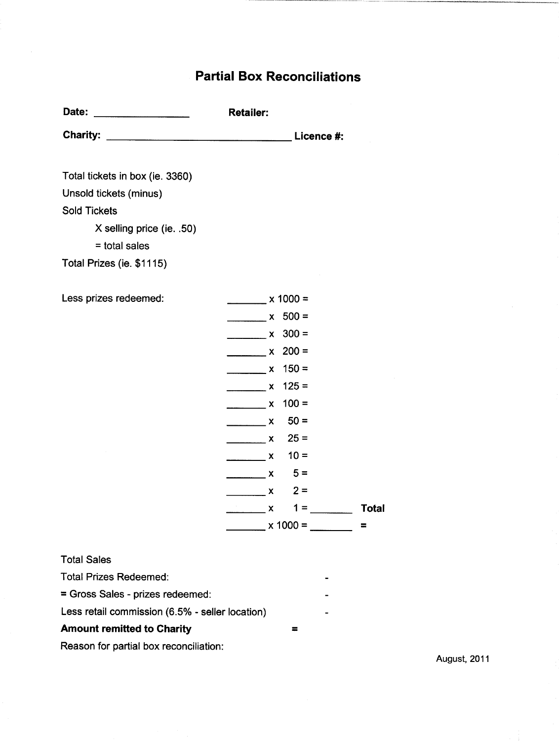# Partial Box Reconciliations

**Date:** ________________ **Retailer:**

**Charity:** __________________________________ **Licence #:**

Total tickets in box (ie. 3360)

Unsold tickets (minus)

Sold Tickets

X selling price (ie. .50)

= total sales

Total Prizes (ie. $1115)

Less prizes redeemed:

_______ x 1000 =

_______ x 500 =

_______ x 300 =

_______ x 200 =

_______ x 150 =

_______ x 125 =

_______ x 100 =

_______ x 50 =

_______ x 25 =

_______ x 10 =

_______ x 5 =

_______ x 2 =

_______ x 1 = _______ **Total**

_______ x 1000 = _______ =

Total Sales

Total Prizes Redeemed: -

= Gross Sales - prizes redeemed: -

Less retail commission (6.5% - seller location) -

**Amount remitted to Charity** =

Reason for partial box reconciliation:

August, 2011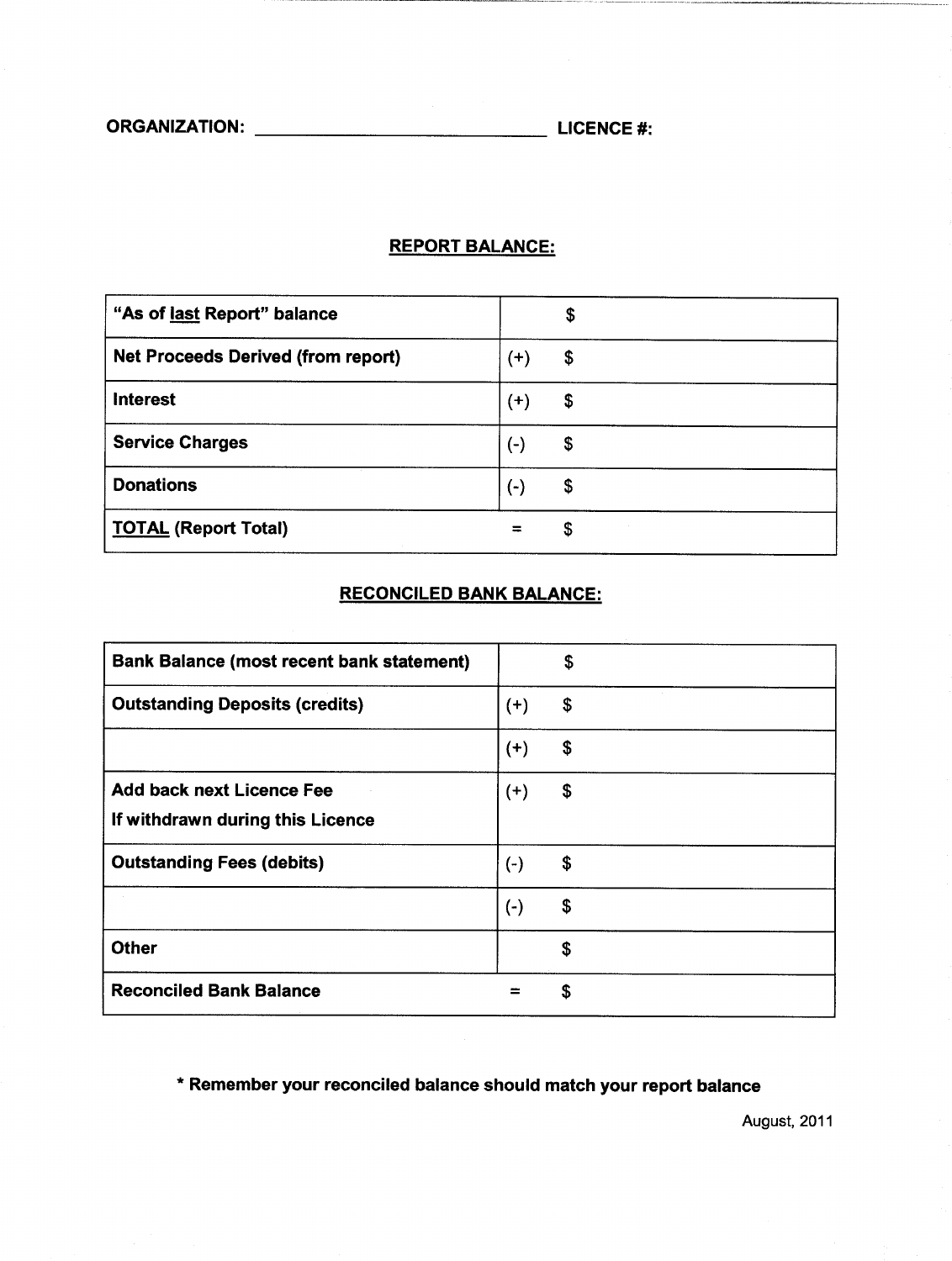**ORGANIZATION:** ______________________________ **LICENCE #:**

## REPORT BALANCE:

| | | |
|---|---|---|
| **"As of last Report" balance** | | **$** |
| **Net Proceeds Derived (from report)** | (+) | **$** |
| **Interest** | (+) | **$** |
| **Service Charges** | (-) | **$** |
| **Donations** | (-) | **$** |
| **TOTAL (Report Total)** | = | **$** |

## RECONCILED BANK BALANCE:

| | | |
|---|---|---|
| **Bank Balance (most recent bank statement)** | | **$** |
| **Outstanding Deposits (credits)** | (+) | **$** |
| | (+) | **$** |
| **Add back next Licence Fee If withdrawn during this Licence** | (+) | **$** |
| **Outstanding Fees (debits)** | (-) | **$** |
| | (-) | **$** |
| **Other** | | **$** |
| **Reconciled Bank Balance** | = | **$** |

**\* Remember your reconciled balance should match your report balance**

August, 2011